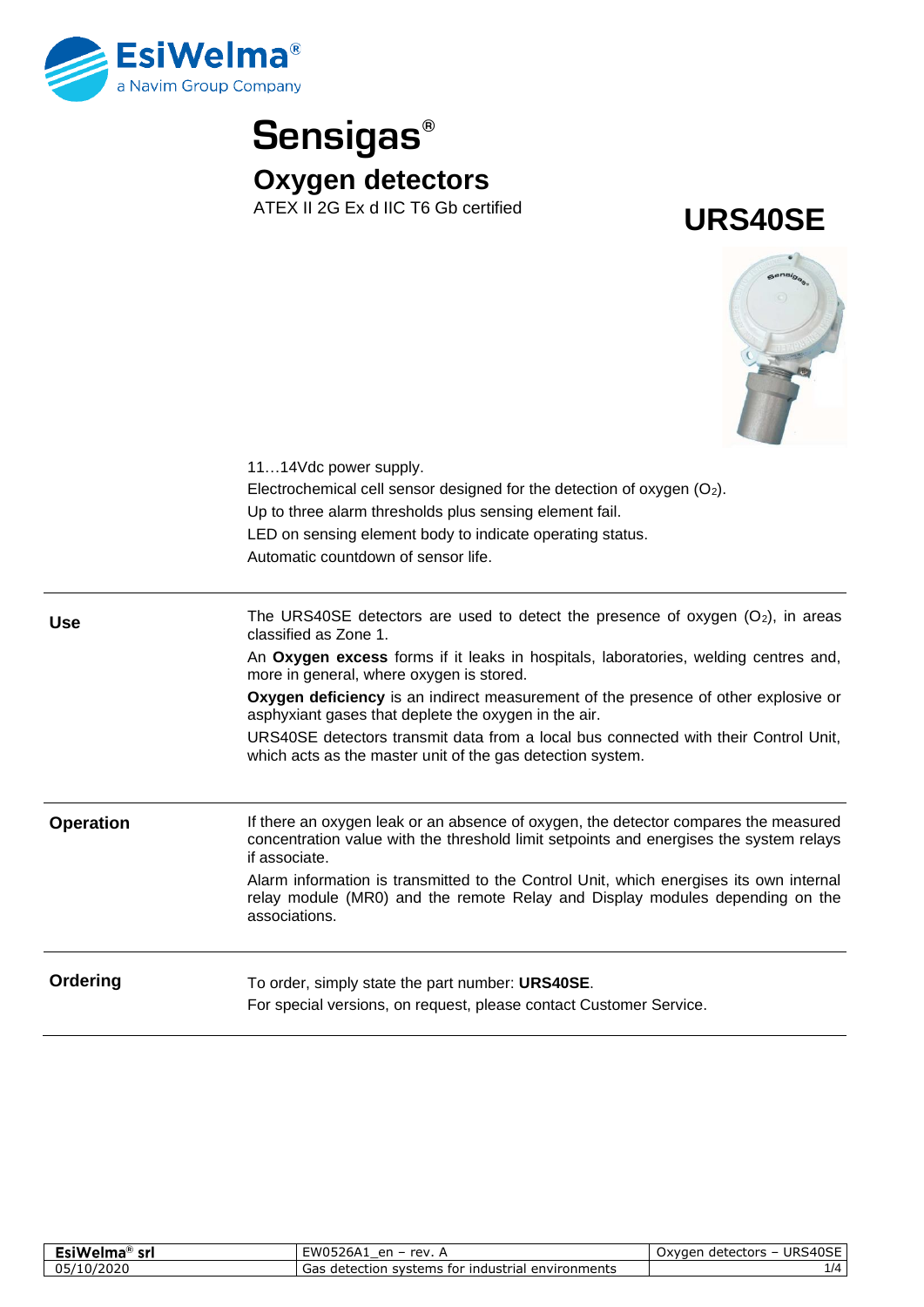# Sensigas®

## Oxygen detectors

ATEX II 2G Ex d IIC T6 Gb certified

# URS40SE

11…14Vdc power supply.

Electrochemical cell sensor designed for the detection of oxygen ($O_2$).

Up to three alarm thresholds plus sensing element fail.

LED on sensing element body to indicate operating status.

Automatic countdown of sensor life.

### Use

The URS40SE detectors are used to detect the presence of oxygen ($O_2$), in areas classified as Zone 1.

An **Oxygen excess** forms if it leaks in hospitals, laboratories, welding centres and, more in general, where oxygen is stored.

**Oxygen deficiency** is an indirect measurement of the presence of other explosive or asphyxiant gases that deplete the oxygen in the air.

URS40SE detectors transmit data from a local bus connected with their Control Unit, which acts as the master unit of the gas detection system.

### Operation

If there an oxygen leak or an absence of oxygen, the detector compares the measured concentration value with the threshold limit setpoints and energises the system relays if associate.

Alarm information is transmitted to the Control Unit, which energises its own internal relay module (MR0) and the remote Relay and Display modules depending on the associations.

### Ordering

To order, simply state the part number: **URS40SE**.

For special versions, on request, please contact Customer Service.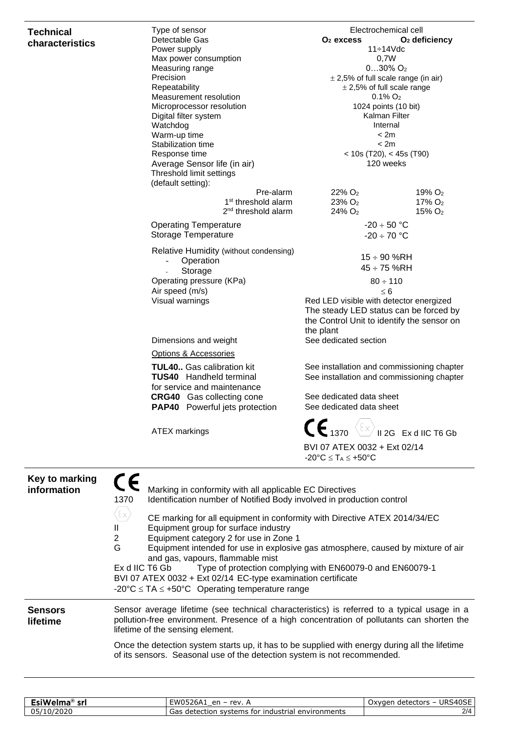## Technical characteristics

| Parameter | O₂ excess | O₂ deficiency |
|---|---|---|
| Type of sensor | Electrochemical cell | |
| Detectable Gas | **$O_2$ excess** | **$O_2$ deficiency** |
| Power supply | 11÷14Vdc | |
| Max power consumption | 0,7W | |
| Measuring range | 0…30% $O_2$ | |
| Precision | ± 2,5% of full scale range (in air) | |
| Repeatability | ± 2,5% of full scale range | |
| Measurement resolution | 0.1% $O_2$ | |
| Microprocessor resolution | 1024 points (10 bit) | |
| Digital filter system | Kalman Filter | |
| Watchdog | Internal | |
| Warm-up time | < 2m | |
| Stabilization time | < 2m | |
| Response time | < 10s (T20), < 45s (T90) | |
| Average Sensor life (in air) | 120 weeks | |
| Threshold limit settings (default setting): | | |
| Pre-alarm | 22% $O_2$ | 19% $O_2$ |
| 1st threshold alarm | 23% $O_2$ | 17% $O_2$ |
| 2nd threshold alarm | 24% $O_2$ | 15% $O_2$ |
| Operating Temperature | -20 ÷ 50 °C | |
| Storage Temperature | -20 ÷ 70 °C | |
| Relative Humidity (without condensing) - Operation | 15 ÷ 90 %RH | |
| Relative Humidity (without condensing) - Storage | 45 ÷ 75 %RH | |
| Operating pressure (KPa) | 80 ÷ 110 | |
| Air speed (m/s) | ≤ 6 | |
| Visual warnings | Red LED visible with detector energized. The steady LED status can be forced by the Control Unit to identify the sensor on the plant | |
| Dimensions and weight | See dedicated section | |

Options & Accessories

| Accessory | Reference |
|---|---|
| **TUL40..** Gas calibration kit | See installation and commissioning chapter |
| **TUS40** Handheld terminal for service and maintenance | See installation and commissioning chapter |
| **CRG40** Gas collecting cone | See dedicated data sheet |
| **PAP40** Powerful jets protection | See dedicated data sheet |

ATEX markings: CE 1370 Ex II 2G Ex d IIC T6 Gb
BVI 07 ATEX 0032 + Ext 02/14
-20°C ≤ $T_A$ ≤ +50°C

## Key to marking information

- CE — Marking in conformity with all applicable EC Directives
- 1370 — Identification number of Notified Body involved in production control
- Ex — CE marking for all equipment in conformity with Directive ATEX 2014/34/EC
- II — Equipment group for surface industry
- 2 — Equipment category 2 for use in Zone 1
- G — Equipment intended for use in explosive gas atmosphere, caused by mixture of air and gas, vapours, flammable mist
- Ex d IIC T6 Gb — Type of protection complying with EN60079-0 and EN60079-1
- BVI 07 ATEX 0032 + Ext 02/14 EC-type examination certificate
- -20°C ≤ TA ≤ +50°C Operating temperature range

## Sensors lifetime

Sensor average lifetime (see technical characteristics) is referred to a typical usage in a pollution-free environment. Presence of a high concentration of pollutants can shorten the lifetime of the sensing element.

Once the detection system starts up, it has to be supplied with energy during all the lifetime of its sensors. Seasonal use of the detection system is not recommended.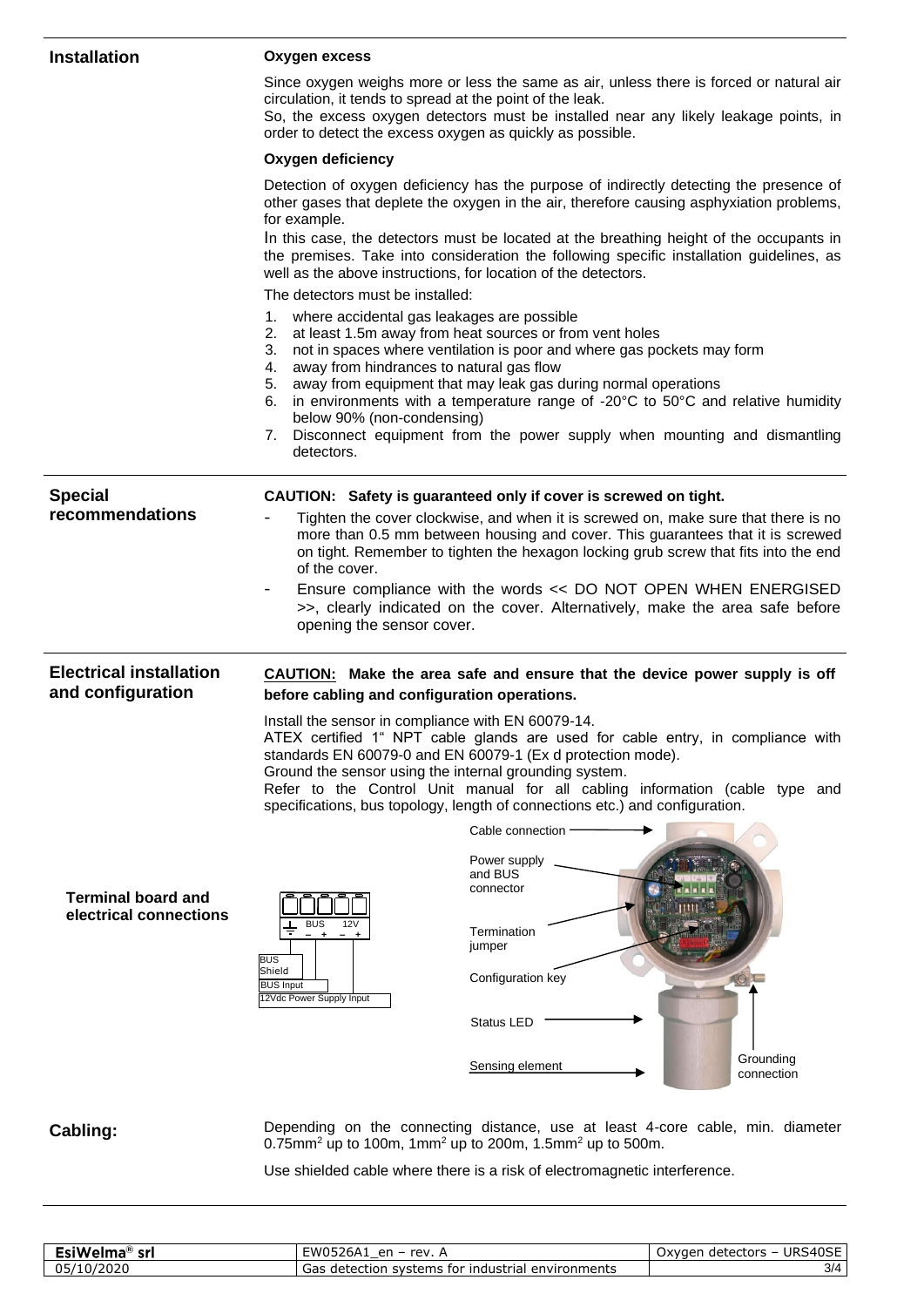## Installation

**Oxygen excess**

Since oxygen weighs more or less the same as air, unless there is forced or natural air circulation, it tends to spread at the point of the leak.
So, the excess oxygen detectors must be installed near any likely leakage points, in order to detect the excess oxygen as quickly as possible.

**Oxygen deficiency**

Detection of oxygen deficiency has the purpose of indirectly detecting the presence of other gases that deplete the oxygen in the air, therefore causing asphyxiation problems, for example.
In this case, the detectors must be located at the breathing height of the occupants in the premises. Take into consideration the following specific installation guidelines, as well as the above instructions, for location of the detectors.

The detectors must be installed:

1. where accidental gas leakages are possible
2. at least 1.5m away from heat sources or from vent holes
3. not in spaces where ventilation is poor and where gas pockets may form
4. away from hindrances to natural gas flow
5. away from equipment that may leak gas during normal operations
6. in environments with a temperature range of -20°C to 50°C and relative humidity below 90% (non-condensing)
7. Disconnect equipment from the power supply when mounting and dismantling detectors.

## Special recommendations

**CAUTION: Safety is guaranteed only if cover is screwed on tight.**

- Tighten the cover clockwise, and when it is screwed on, make sure that there is no more than 0.5 mm between housing and cover. This guarantees that it is screwed on tight. Remember to tighten the hexagon locking grub screw that fits into the end of the cover.
- Ensure compliance with the words << DO NOT OPEN WHEN ENERGISED >>, clearly indicated on the cover. Alternatively, make the area safe before opening the sensor cover.

## Electrical installation and configuration

**CAUTION: Make the area safe and ensure that the device power supply is off before cabling and configuration operations.**

Install the sensor in compliance with EN 60079-14.
ATEX certified 1" NPT cable glands are used for cable entry, in compliance with standards EN 60079-0 and EN 60079-1 (Ex d protection mode).
Ground the sensor using the internal grounding system.
Refer to the Control Unit manual for all cabling information (cable type and specifications, bus topology, length of connections etc.) and configuration.

## Terminal board and electrical connections

⏚ BUS – + 12V – +

BUS Shield
BUS Input
12Vdc Power Supply Input

Cable connection
Power supply and BUS connector
Termination jumper
Configuration key
Status LED
Sensing element
Grounding connection

## Cabling:

Depending on the connecting distance, use at least 4-core cable, min. diameter 0.75mm$^2$ up to 100m, 1mm$^2$ up to 200m, 1.5mm$^2$ up to 500m.

Use shielded cable where there is a risk of electromagnetic interference.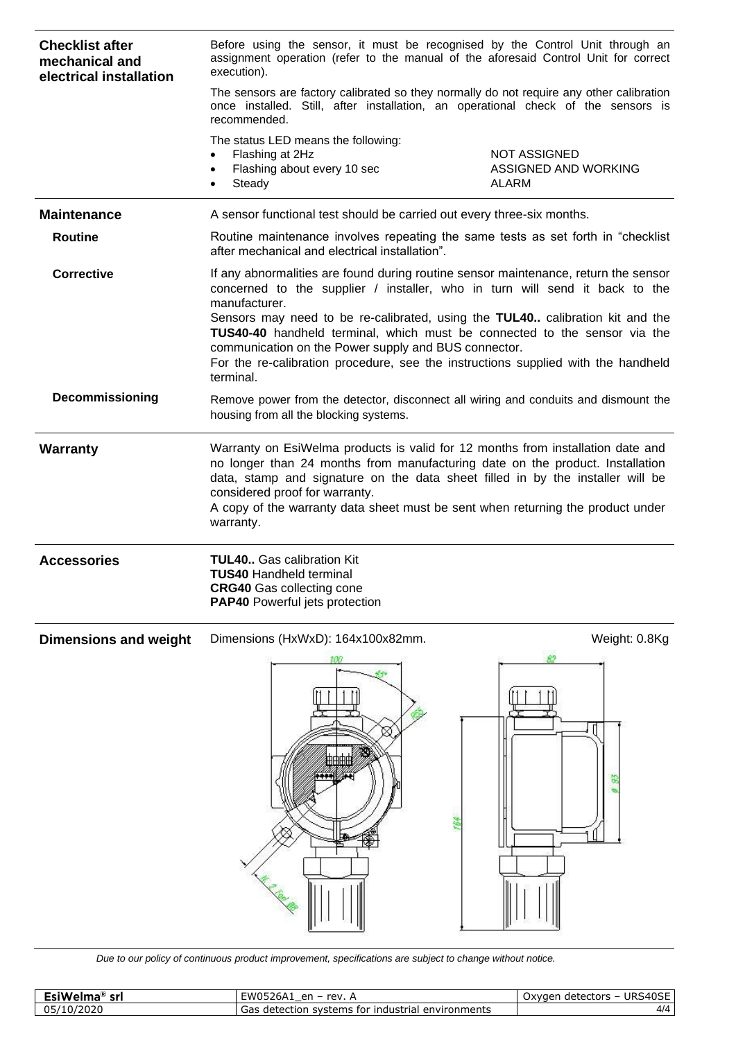## Checklist after mechanical and electrical installation

Before using the sensor, it must be recognised by the Control Unit through an assignment operation (refer to the manual of the aforesaid Control Unit for correct execution).

The sensors are factory calibrated so they normally do not require any other calibration once installed. Still, after installation, an operational check of the sensors is recommended.

The status LED means the following:

- Flashing at 2Hz — NOT ASSIGNED
- Flashing about every 10 sec — ASSIGNED AND WORKING
- Steady — ALARM

## Maintenance

A sensor functional test should be carried out every three-six months.

### Routine

Routine maintenance involves repeating the same tests as set forth in "checklist after mechanical and electrical installation".

### Corrective

If any abnormalities are found during routine sensor maintenance, return the sensor concerned to the supplier / installer, who in turn will send it back to the manufacturer.

Sensors may need to be re-calibrated, using the **TUL40..** calibration kit and the **TUS40-40** handheld terminal, which must be connected to the sensor via the communication on the Power supply and BUS connector.

For the re-calibration procedure, see the instructions supplied with the handheld terminal.

### Decommissioning

Remove power from the detector, disconnect all wiring and conduits and dismount the housing from all the blocking systems.

## Warranty

Warranty on EsiWelma products is valid for 12 months from installation date and no longer than 24 months from manufacturing date on the product. Installation data, stamp and signature on the data sheet filled in by the installer will be considered proof for warranty.

A copy of the warranty data sheet must be sent when returning the product under warranty.

## Accessories

**TUL40..** Gas calibration Kit
**TUS40** Handheld terminal
**CRG40** Gas collecting cone
**PAP40** Powerful jets protection

## Dimensions and weight

Dimensions (HxWxD): 164x100x82mm.

Weight: 0.8Kg

100
45°
R55
164
82
Ø 93

*Due to our policy of continuous product improvement, specifications are subject to change without notice.*